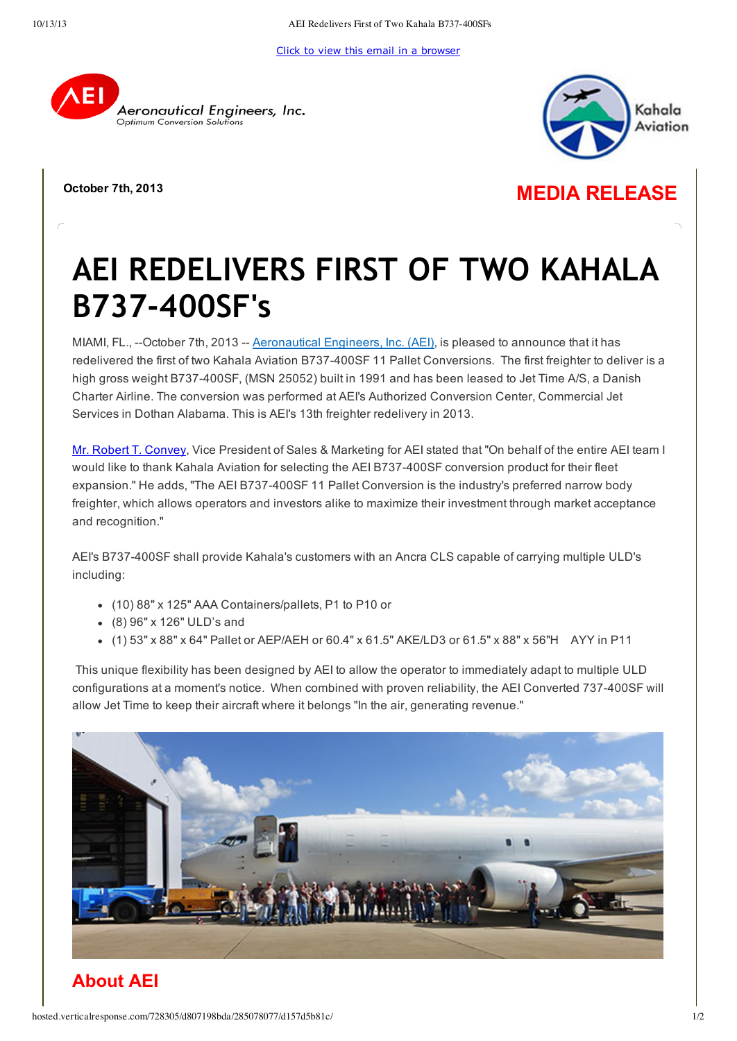Click to view this email in a browser

Aeronautical Engineers, Inc.
Optimum Conversion Solutions

Kahala Aviation

**October 7th, 2013**

## MEDIA RELEASE

# AEI REDELIVERS FIRST OF TWO KAHALA B737-400SF's

MIAMI, FL., --October 7th, 2013 -- Aeronautical Engineers, Inc. (AEI), is pleased to announce that it has redelivered the first of two Kahala Aviation B737-400SF 11 Pallet Conversions. The first freighter to deliver is a high gross weight B737-400SF, (MSN 25052) built in 1991 and has been leased to Jet Time A/S, a Danish Charter Airline. The conversion was performed at AEI's Authorized Conversion Center, Commercial Jet Services in Dothan Alabama. This is AEI's 13th freighter redelivery in 2013.

Mr. Robert T. Convey, Vice President of Sales & Marketing for AEI stated that "On behalf of the entire AEI team I would like to thank Kahala Aviation for selecting the AEI B737-400SF conversion product for their fleet expansion." He adds, "The AEI B737-400SF 11 Pallet Conversion is the industry's preferred narrow body freighter, which allows operators and investors alike to maximize their investment through market acceptance and recognition."

AEI's B737-400SF shall provide Kahala's customers with an Ancra CLS capable of carrying multiple ULD's including:

- (10) 88" x 125" AAA Containers/pallets, P1 to P10 or
- (8) 96" x 126" ULD's and
- (1) 53" x 88" x 64" Pallet or AEP/AEH or 60.4" x 61.5" AKE/LD3 or 61.5" x 88" x 56"H AYY in P11

This unique flexibility has been designed by AEI to allow the operator to immediately adapt to multiple ULD configurations at a moment's notice. When combined with proven reliability, the AEI Converted 737-400SF will allow Jet Time to keep their aircraft where it belongs "In the air, generating revenue."

## About AEI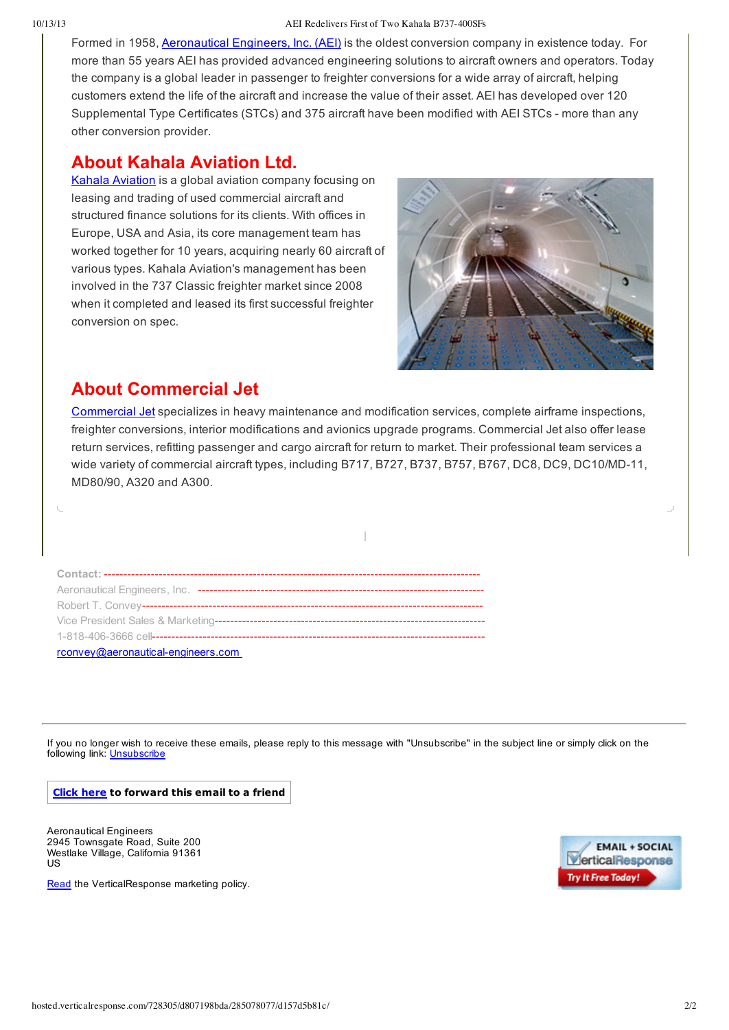Formed in 1958, Aeronautical Engineers, Inc. (AEI) is the oldest conversion company in existence today. For more than 55 years AEI has provided advanced engineering solutions to aircraft owners and operators. Today the company is a global leader in passenger to freighter conversions for a wide array of aircraft, helping customers extend the life of the aircraft and increase the value of their asset. AEI has developed over 120 Supplemental Type Certificates (STCs) and 375 aircraft have been modified with AEI STCs - more than any other conversion provider.

## About Kahala Aviation Ltd.

Kahala Aviation is a global aviation company focusing on leasing and trading of used commercial aircraft and structured finance solutions for its clients. With offices in Europe, USA and Asia, its core management team has worked together for 10 years, acquiring nearly 60 aircraft of various types. Kahala Aviation's management has been involved in the 737 Classic freighter market since 2008 when it completed and leased its first successful freighter conversion on spec.

## About Commercial Jet

Commercial Jet specializes in heavy maintenance and modification services, complete airframe inspections, freighter conversions, interior modifications and avionics upgrade programs. Commercial Jet also offer lease return services, refitting passenger and cargo aircraft for return to market. Their professional team services a wide variety of commercial aircraft types, including B717, B727, B737, B757, B767, DC8, DC9, DC10/MD-11, MD80/90, A320 and A300.

**Contact:**
Aeronautical Engineers, Inc.
Robert T. Convey
Vice President Sales & Marketing
1-818-406-3666 cell
rconvey@aeronautical-engineers.com

If you no longer wish to receive these emails, please reply to this message with "Unsubscribe" in the subject line or simply click on the following link: Unsubscribe

**Click here to forward this email to a friend**

Aeronautical Engineers
2945 Townsgate Road, Suite 200
Westlake Village, California 91361
US

Read the VerticalResponse marketing policy.

EMAIL + SOCIAL VerticalResponse Try It Free Today!